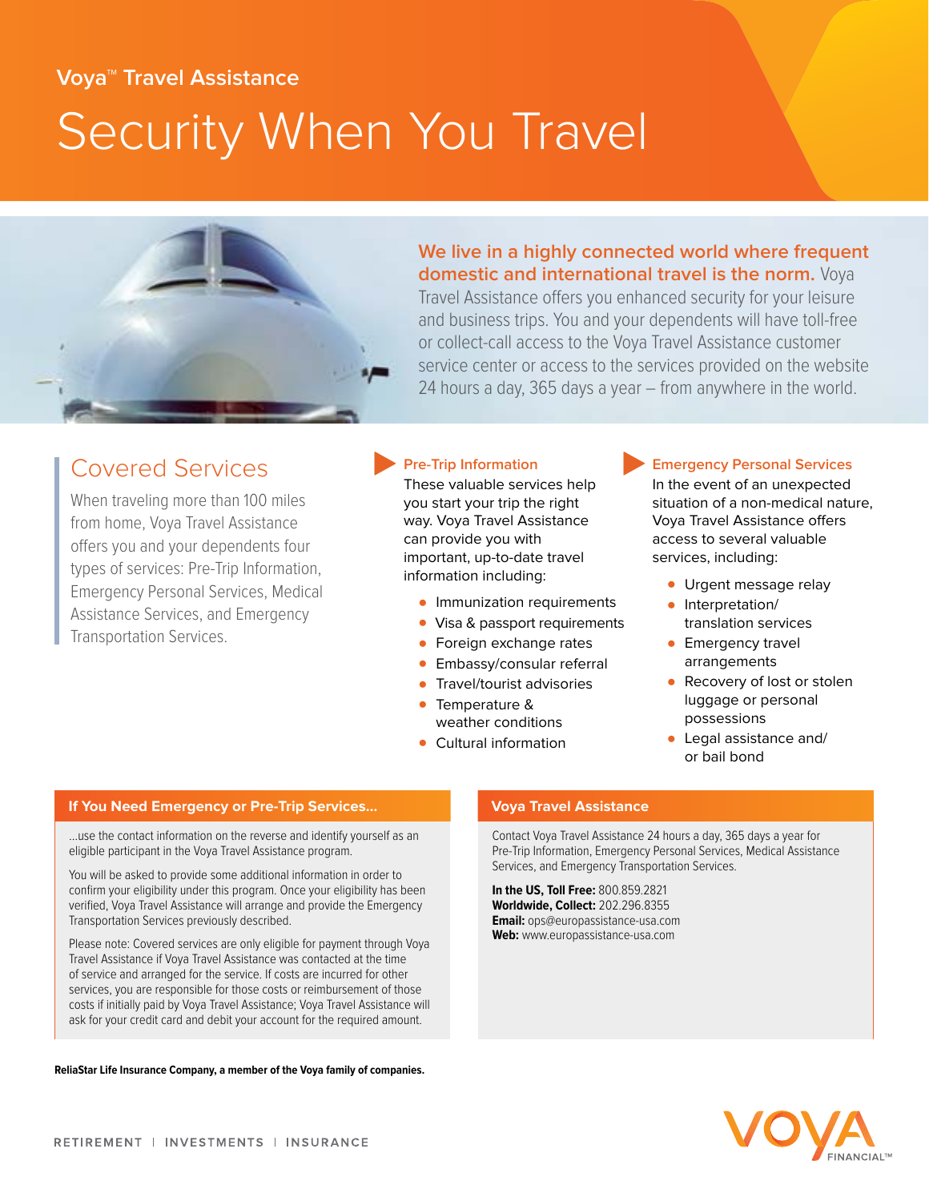Voya™ Travel Assistance

# Security When You Travel

**We live in a highly connected world where frequent domestic and international travel is the norm.** Voya Travel Assistance offers you enhanced security for your leisure and business trips. You and your dependents will have toll-free or collect-call access to the Voya Travel Assistance customer service center or access to the services provided on the website 24 hours a day, 365 days a year – from anywhere in the world.

## Covered Services

When traveling more than 100 miles from home, Voya Travel Assistance offers you and your dependents four types of services: Pre-Trip Information, Emergency Personal Services, Medical Assistance Services, and Emergency Transportation Services.

### Pre-Trip Information

These valuable services help you start your trip the right way. Voya Travel Assistance can provide you with important, up-to-date travel information including:

- Immunization requirements
- Visa & passport requirements
- Foreign exchange rates
- Embassy/consular referral
- Travel/tourist advisories
- Temperature & weather conditions
- Cultural information

### Emergency Personal Services

In the event of an unexpected situation of a non-medical nature, Voya Travel Assistance offers access to several valuable services, including:

- Urgent message relay
- Interpretation/translation services
- Emergency travel arrangements
- Recovery of lost or stolen luggage or personal possessions
- Legal assistance and/or bail bond

### If You Need Emergency or Pre-Trip Services...

...use the contact information on the reverse and identify yourself as an eligible participant in the Voya Travel Assistance program.

You will be asked to provide some additional information in order to confirm your eligibility under this program. Once your eligibility has been verified, Voya Travel Assistance will arrange and provide the Emergency Transportation Services previously described.

Please note: Covered services are only eligible for payment through Voya Travel Assistance if Voya Travel Assistance was contacted at the time of service and arranged for the service. If costs are incurred for other services, you are responsible for those costs or reimbursement of those costs if initially paid by Voya Travel Assistance; Voya Travel Assistance will ask for your credit card and debit your account for the required amount.

### Voya Travel Assistance

Contact Voya Travel Assistance 24 hours a day, 365 days a year for Pre-Trip Information, Emergency Personal Services, Medical Assistance Services, and Emergency Transportation Services.

**In the US, Toll Free:** 800.859.2821
**Worldwide, Collect:** 202.296.8355
**Email:** ops@europassistance-usa.com
**Web:** www.europassistance-usa.com

**ReliaStar Life Insurance Company, a member of the Voya family of companies.**

RETIREMENT | INVESTMENTS | INSURANCE

VOYA FINANCIAL™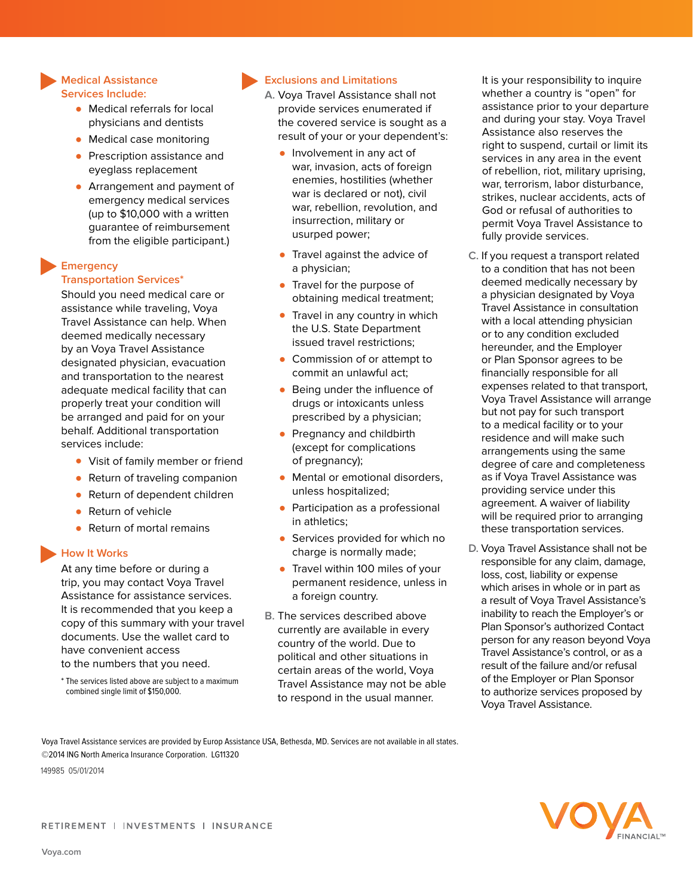## Medical Assistance Services Include:

- Medical referrals for local physicians and dentists
- Medical case monitoring
- Prescription assistance and eyeglass replacement
- Arrangement and payment of emergency medical services (up to $10,000 with a written guarantee of reimbursement from the eligible participant.)

## Emergency Transportation Services*

Should you need medical care or assistance while traveling, Voya Travel Assistance can help. When deemed medically necessary by an Voya Travel Assistance designated physician, evacuation and transportation to the nearest adequate medical facility that can properly treat your condition will be arranged and paid for on your behalf. Additional transportation services include:

- Visit of family member or friend
- Return of traveling companion
- Return of dependent children
- Return of vehicle
- Return of mortal remains

## How It Works

At any time before or during a trip, you may contact Voya Travel Assistance for assistance services. It is recommended that you keep a copy of this summary with your travel documents. Use the wallet card to have convenient access to the numbers that you need.

* The services listed above are subject to a maximum combined single limit of $150,000.

## Exclusions and Limitations

A. Voya Travel Assistance shall not provide services enumerated if the covered service is sought as a result of your or your dependent's:

- Involvement in any act of war, invasion, acts of foreign enemies, hostilities (whether war is declared or not), civil war, rebellion, revolution, and insurrection, military or usurped power;
- Travel against the advice of a physician;
- Travel for the purpose of obtaining medical treatment;
- Travel in any country in which the U.S. State Department issued travel restrictions;
- Commission of or attempt to commit an unlawful act;
- Being under the influence of drugs or intoxicants unless prescribed by a physician;
- Pregnancy and childbirth (except for complications of pregnancy);
- Mental or emotional disorders, unless hospitalized;
- Participation as a professional in athletics;
- Services provided for which no charge is normally made;
- Travel within 100 miles of your permanent residence, unless in a foreign country.

B. The services described above currently are available in every country of the world. Due to political and other situations in certain areas of the world, Voya Travel Assistance may not be able to respond in the usual manner. It is your responsibility to inquire whether a country is "open" for assistance prior to your departure and during your stay. Voya Travel Assistance also reserves the right to suspend, curtail or limit its services in any area in the event of rebellion, riot, military uprising, war, terrorism, labor disturbance, strikes, nuclear accidents, acts of God or refusal of authorities to permit Voya Travel Assistance to fully provide services.

C. If you request a transport related to a condition that has not been deemed medically necessary by a physician designated by Voya Travel Assistance in consultation with a local attending physician or to any condition excluded hereunder, and the Employer or Plan Sponsor agrees to be financially responsible for all expenses related to that transport, Voya Travel Assistance will arrange but not pay for such transport to a medical facility or to your residence and will make such arrangements using the same degree of care and completeness as if Voya Travel Assistance was providing service under this agreement. A waiver of liability will be required prior to arranging these transportation services.

D. Voya Travel Assistance shall not be responsible for any claim, damage, loss, cost, liability or expense which arises in whole or in part as a result of Voya Travel Assistance's inability to reach the Employer's or Plan Sponsor's authorized Contact person for any reason beyond Voya Travel Assistance's control, or as a result of the failure and/or refusal of the Employer or Plan Sponsor to authorize services proposed by Voya Travel Assistance.

Voya Travel Assistance services are provided by Europ Assistance USA, Bethesda, MD. Services are not available in all states.
©2014 ING North America Insurance Corporation. LG11320

149985 05/01/2014

RETIREMENT | INVESTMENTS | INSURANCE

Voya.com

VOYA FINANCIAL™